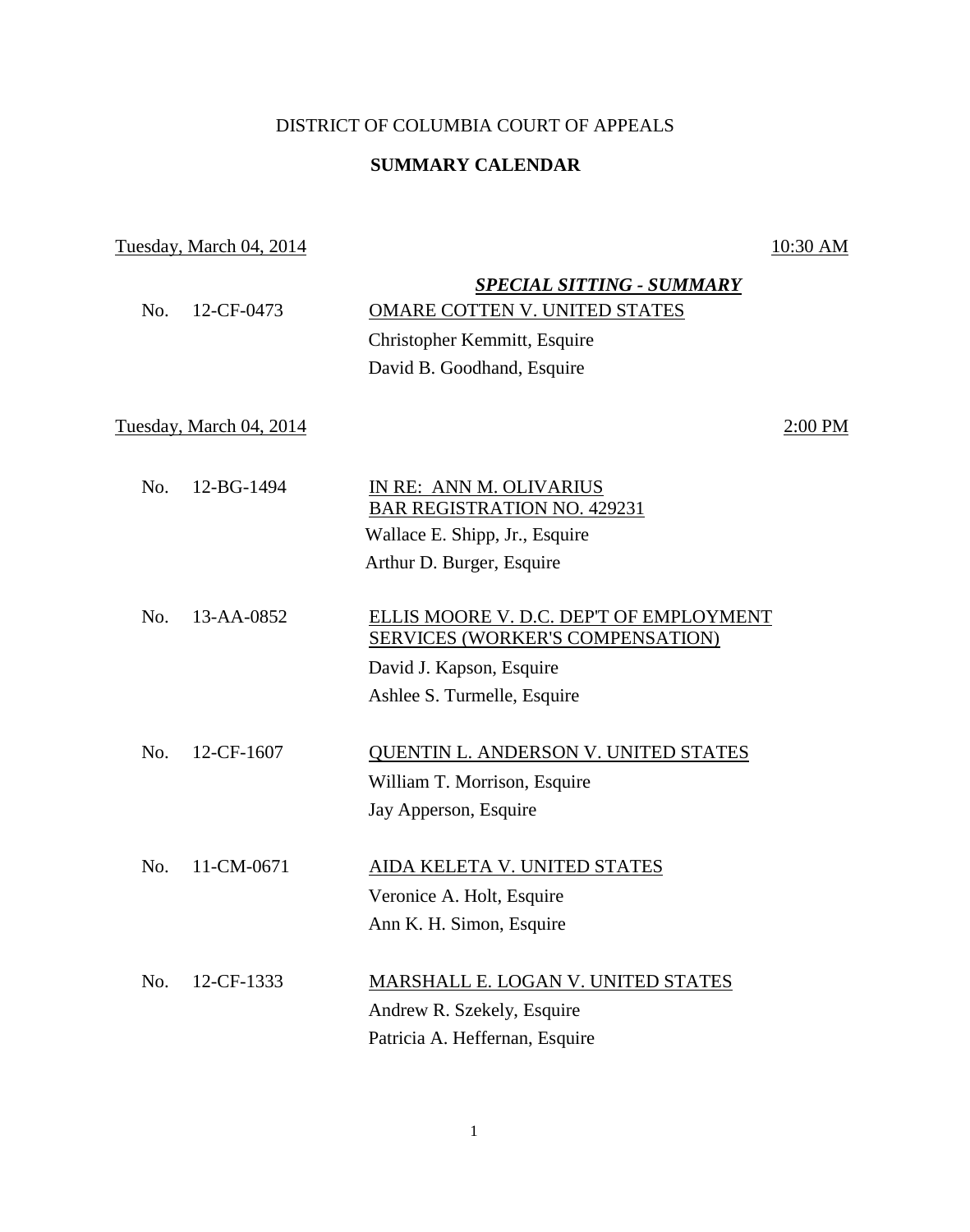DISTRICT OF COLUMBIA COURT OF APPEALS

**SUMMARY CALENDAR**

Tuesday, March 04, 2014 — 10:30 AM

***SPECIAL SITTING - SUMMARY***

No. 12-CF-0473 — OMARE COTTEN V. UNITED STATES
Christopher Kemmitt, Esquire
David B. Goodhand, Esquire

Tuesday, March 04, 2014 — 2:00 PM

No. 12-BG-1494 — IN RE: ANN M. OLIVARIUS BAR REGISTRATION NO. 429231
Wallace E. Shipp, Jr., Esquire
Arthur D. Burger, Esquire

No. 13-AA-0852 — ELLIS MOORE V. D.C. DEP'T OF EMPLOYMENT SERVICES (WORKER'S COMPENSATION)
David J. Kapson, Esquire
Ashlee S. Turmelle, Esquire

No. 12-CF-1607 — QUENTIN L. ANDERSON V. UNITED STATES
William T. Morrison, Esquire
Jay Apperson, Esquire

No. 11-CM-0671 — AIDA KELETA V. UNITED STATES
Veronice A. Holt, Esquire
Ann K. H. Simon, Esquire

No. 12-CF-1333 — MARSHALL E. LOGAN V. UNITED STATES
Andrew R. Szekely, Esquire
Patricia A. Heffernan, Esquire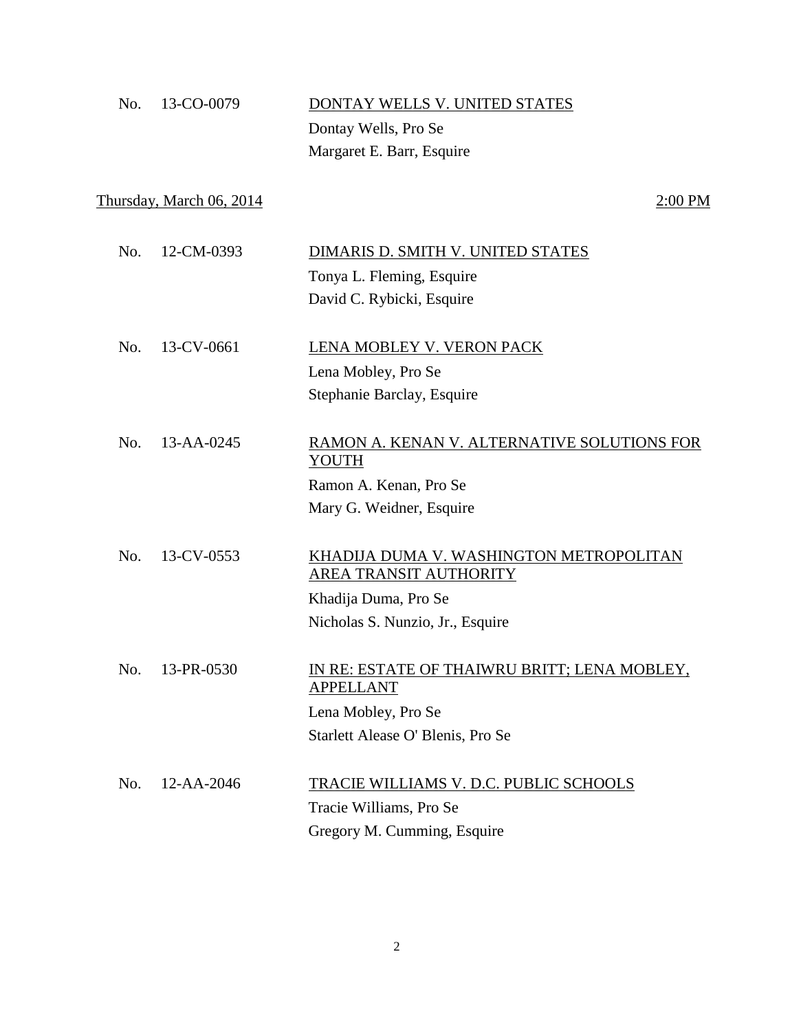No. 13-CO-0079 <u>DONTAY WELLS V. UNITED STATES</u>
Dontay Wells, Pro Se
Margaret E. Barr, Esquire

<u>Thursday, March 06, 2014</u> <u>2:00 PM</u>

No. 12-CM-0393 <u>DIMARIS D. SMITH V. UNITED STATES</u>
Tonya L. Fleming, Esquire
David C. Rybicki, Esquire

No. 13-CV-0661 <u>LENA MOBLEY V. VERON PACK</u>
Lena Mobley, Pro Se
Stephanie Barclay, Esquire

No. 13-AA-0245 <u>RAMON A. KENAN V. ALTERNATIVE SOLUTIONS FOR YOUTH</u>
Ramon A. Kenan, Pro Se
Mary G. Weidner, Esquire

No. 13-CV-0553 <u>KHADIJA DUMA V. WASHINGTON METROPOLITAN AREA TRANSIT AUTHORITY</u>
Khadija Duma, Pro Se
Nicholas S. Nunzio, Jr., Esquire

No. 13-PR-0530 <u>IN RE: ESTATE OF THAIWRU BRITT; LENA MOBLEY, APPELLANT</u>
Lena Mobley, Pro Se
Starlett Alease O' Blenis, Pro Se

No. 12-AA-2046 <u>TRACIE WILLIAMS V. D.C. PUBLIC SCHOOLS</u>
Tracie Williams, Pro Se
Gregory M. Cumming, Esquire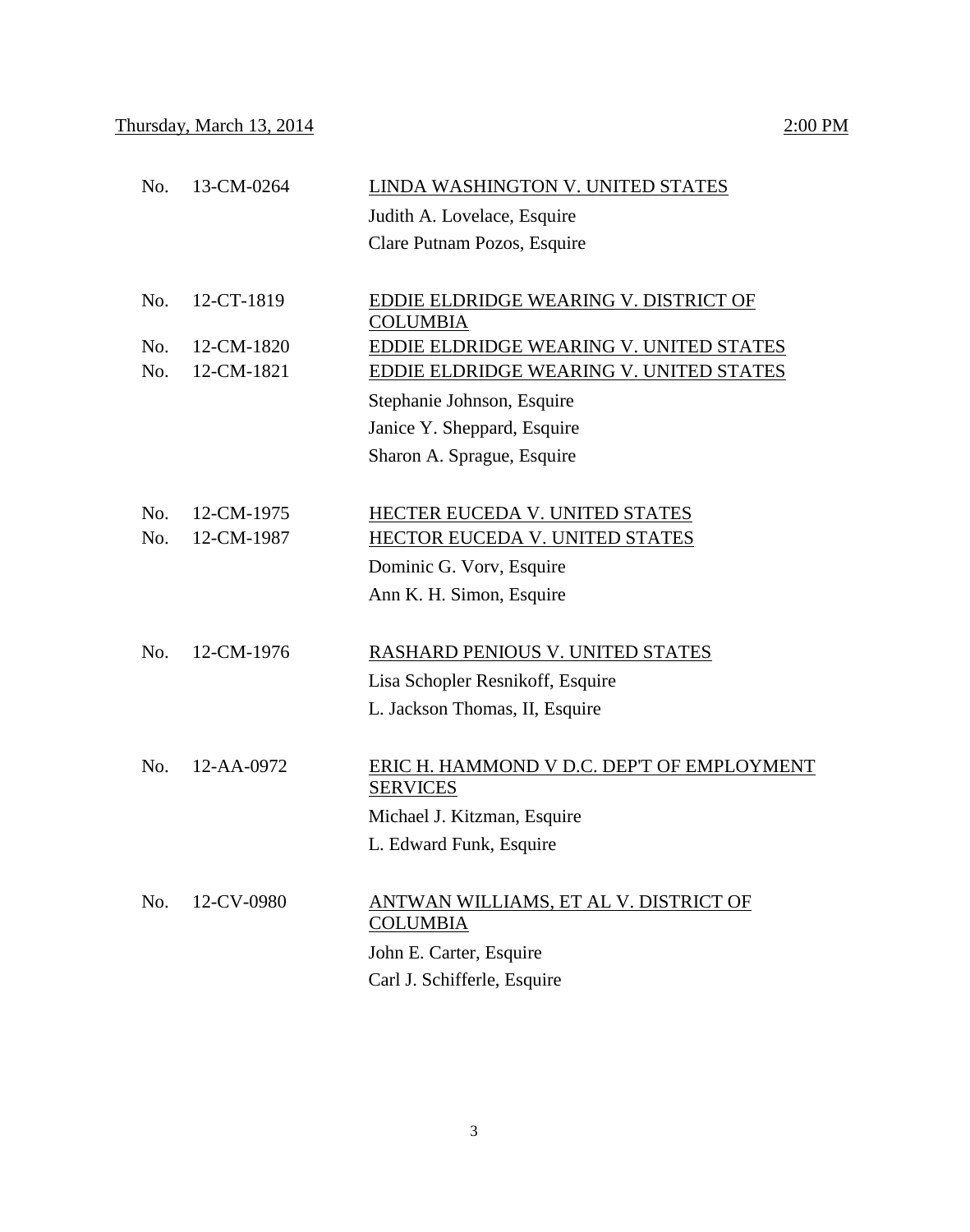Thursday, March 13, 2014 2:00 PM

| | | |
|---|---|---|
| No. | 13-CM-0264 | LINDA WASHINGTON V. UNITED STATES |
| | | Judith A. Lovelace, Esquire |
| | | Clare Putnam Pozos, Esquire |
| No. | 12-CT-1819 | EDDIE ELDRIDGE WEARING V. DISTRICT OF COLUMBIA |
| No. | 12-CM-1820 | EDDIE ELDRIDGE WEARING V. UNITED STATES |
| No. | 12-CM-1821 | EDDIE ELDRIDGE WEARING V. UNITED STATES |
| | | Stephanie Johnson, Esquire |
| | | Janice Y. Sheppard, Esquire |
| | | Sharon A. Sprague, Esquire |
| No. | 12-CM-1975 | HECTER EUCEDA V. UNITED STATES |
| No. | 12-CM-1987 | HECTOR EUCEDA V. UNITED STATES |
| | | Dominic G. Vorv, Esquire |
| | | Ann K. H. Simon, Esquire |
| No. | 12-CM-1976 | RASHARD PENIOUS V. UNITED STATES |
| | | Lisa Schopler Resnikoff, Esquire |
| | | L. Jackson Thomas, II, Esquire |
| No. | 12-AA-0972 | ERIC H. HAMMOND V D.C. DEP'T OF EMPLOYMENT SERVICES |
| | | Michael J. Kitzman, Esquire |
| | | L. Edward Funk, Esquire |
| No. | 12-CV-0980 | ANTWAN WILLIAMS, ET AL V. DISTRICT OF COLUMBIA |
| | | John E. Carter, Esquire |
| | | Carl J. Schifferle, Esquire |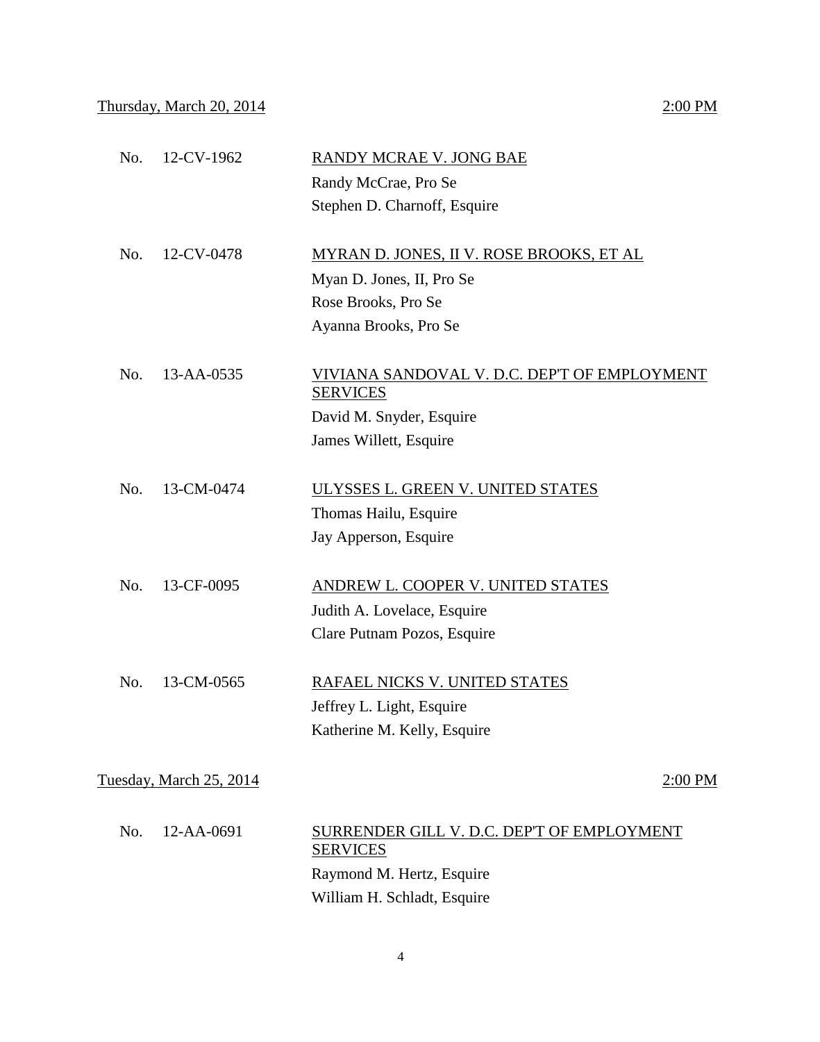Thursday, March 20, 2014 — 2:00 PM

No. 12-CV-1962 — RANDY MCRAE V. JONG BAE
Randy McCrae, Pro Se
Stephen D. Charnoff, Esquire

No. 12-CV-0478 — MYRAN D. JONES, II V. ROSE BROOKS, ET AL
Myan D. Jones, II, Pro Se
Rose Brooks, Pro Se
Ayanna Brooks, Pro Se

No. 13-AA-0535 — VIVIANA SANDOVAL V. D.C. DEP'T OF EMPLOYMENT SERVICES
David M. Snyder, Esquire
James Willett, Esquire

No. 13-CM-0474 — ULYSSES L. GREEN V. UNITED STATES
Thomas Hailu, Esquire
Jay Apperson, Esquire

No. 13-CF-0095 — ANDREW L. COOPER V. UNITED STATES
Judith A. Lovelace, Esquire
Clare Putnam Pozos, Esquire

No. 13-CM-0565 — RAFAEL NICKS V. UNITED STATES
Jeffrey L. Light, Esquire
Katherine M. Kelly, Esquire

Tuesday, March 25, 2014 — 2:00 PM

No. 12-AA-0691 — SURRENDER GILL V. D.C. DEP'T OF EMPLOYMENT SERVICES
Raymond M. Hertz, Esquire
William H. Schladt, Esquire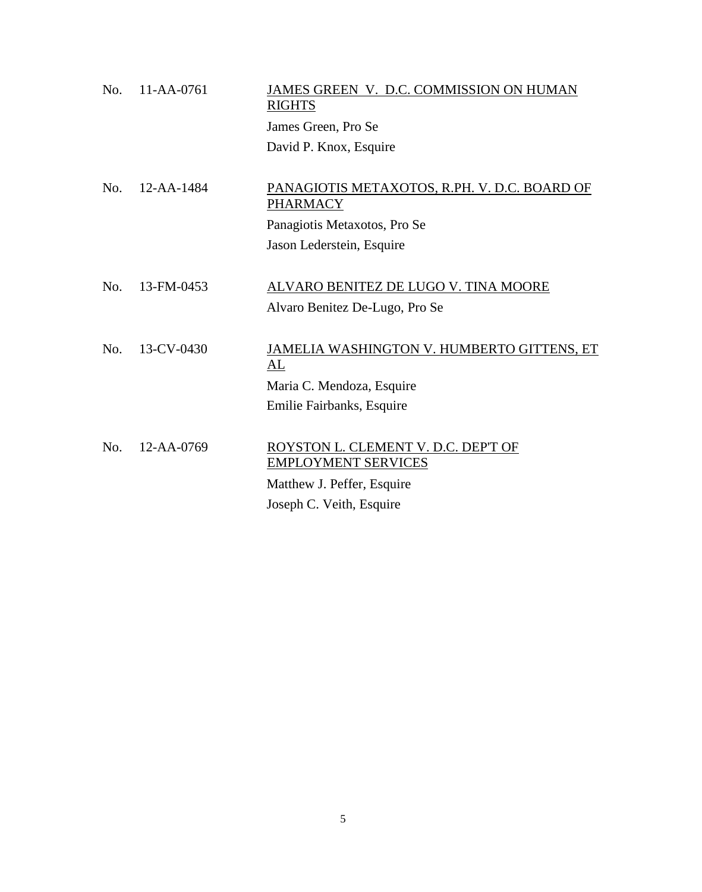No. 11-AA-0761 <u>JAMES GREEN V. D.C. COMMISSION ON HUMAN RIGHTS</u>

James Green, Pro Se

David P. Knox, Esquire

No. 12-AA-1484 <u>PANAGIOTIS METAXOTOS, R.PH. V. D.C. BOARD OF PHARMACY</u>

Panagiotis Metaxotos, Pro Se

Jason Lederstein, Esquire

No. 13-FM-0453 <u>ALVARO BENITEZ DE LUGO V. TINA MOORE</u>

Alvaro Benitez De-Lugo, Pro Se

No. 13-CV-0430 <u>JAMELIA WASHINGTON V. HUMBERTO GITTENS, ET AL</u>

Maria C. Mendoza, Esquire

Emilie Fairbanks, Esquire

No. 12-AA-0769 <u>ROYSTON L. CLEMENT V. D.C. DEP'T OF EMPLOYMENT SERVICES</u>

Matthew J. Peffer, Esquire

Joseph C. Veith, Esquire